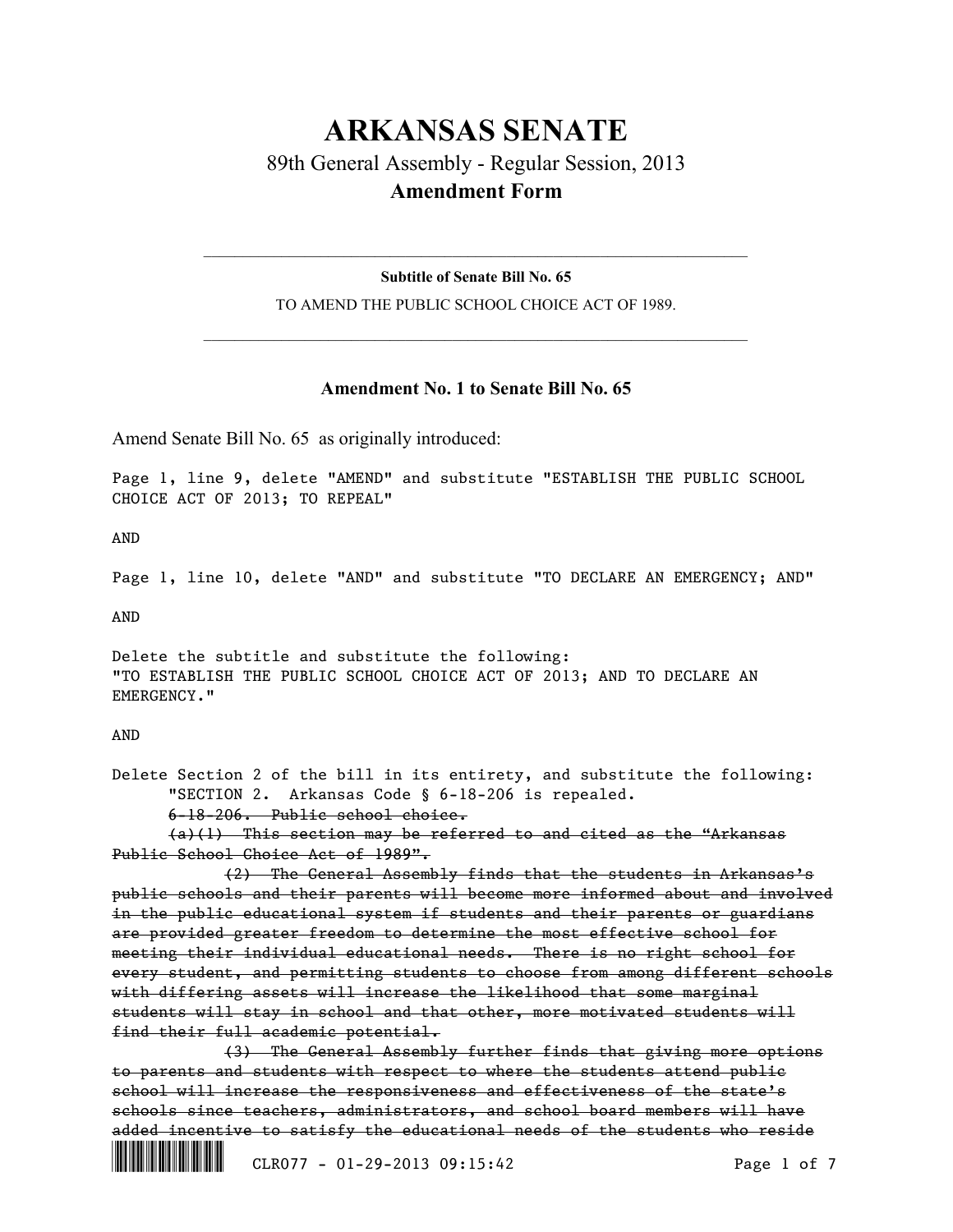# ARKANSAS SENATE

## 89th General Assembly - Regular Session, 2013

### Amendment Form

---

**Subtitle of Senate Bill No. 65**

TO AMEND THE PUBLIC SCHOOL CHOICE ACT OF 1989.

---

### Amendment No. 1 to Senate Bill No. 65

Amend Senate Bill No. 65 as originally introduced:

Page 1, line 9, delete "AMEND" and substitute "ESTABLISH THE PUBLIC SCHOOL CHOICE ACT OF 2013; TO REPEAL"

AND

Page 1, line 10, delete "AND" and substitute "TO DECLARE AN EMERGENCY; AND"

AND

Delete the subtitle and substitute the following:
"TO ESTABLISH THE PUBLIC SCHOOL CHOICE ACT OF 2013; AND TO DECLARE AN EMERGENCY."

AND

Delete Section 2 of the bill in its entirety, and substitute the following:

"SECTION 2. Arkansas Code § 6-18-206 is repealed.

~~6-18-206. Public school choice.~~

~~(a)(1) This section may be referred to and cited as the "Arkansas Public School Choice Act of 1989".~~

~~(2) The General Assembly finds that the students in Arkansas's public schools and their parents will become more informed about and involved in the public educational system if students and their parents or guardians are provided greater freedom to determine the most effective school for meeting their individual educational needs. There is no right school for every student, and permitting students to choose from among different schools with differing assets will increase the likelihood that some marginal students will stay in school and that other, more motivated students will find their full academic potential.~~

~~(3) The General Assembly further finds that giving more options to parents and students with respect to where the students attend public school will increase the responsiveness and effectiveness of the state's schools since teachers, administrators, and school board members will have added incentive to satisfy the educational needs of the students who reside~~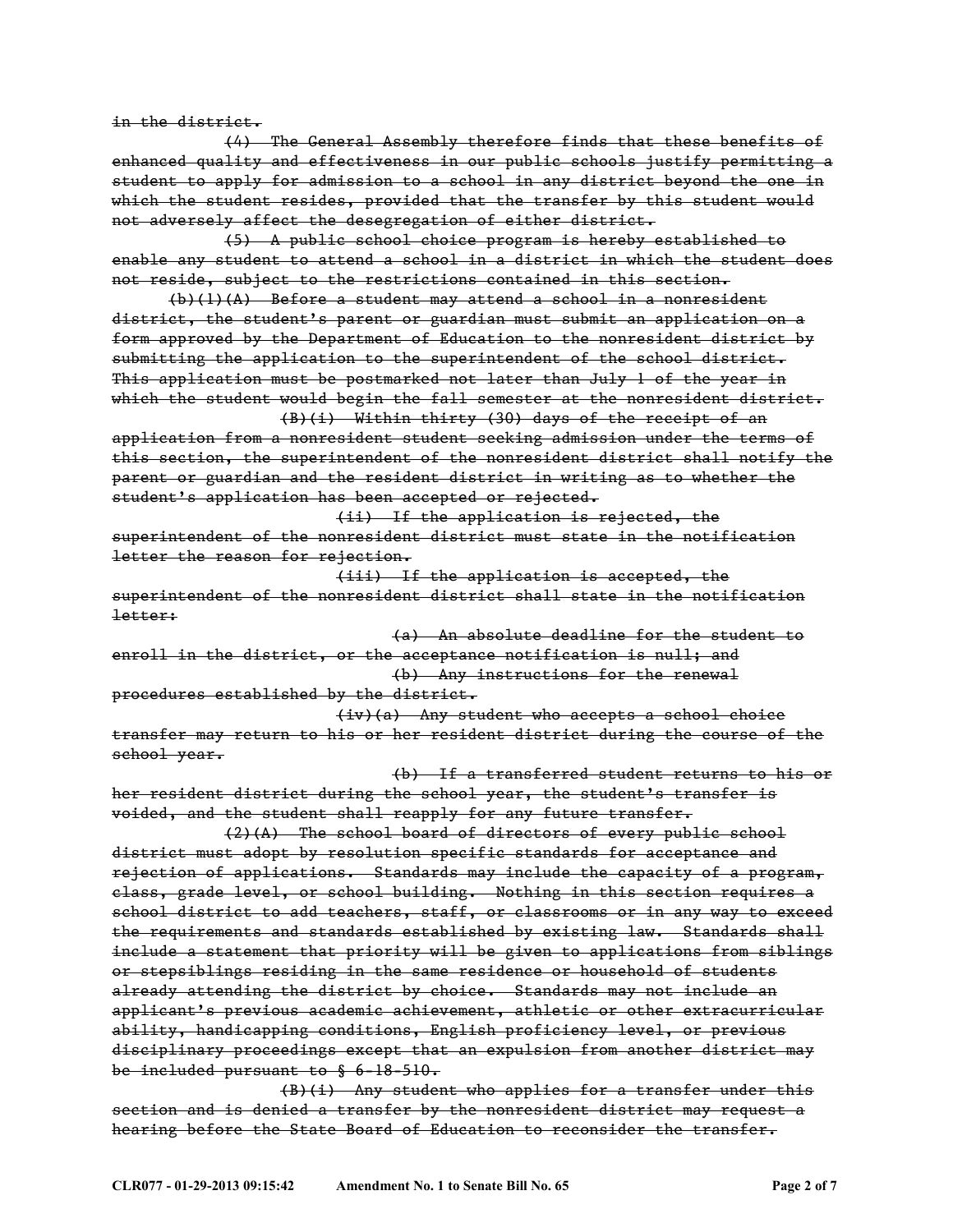~~in the district.~~

~~(4) The General Assembly therefore finds that these benefits of enhanced quality and effectiveness in our public schools justify permitting a student to apply for admission to a school in any district beyond the one in which the student resides, provided that the transfer by this student would not adversely affect the desegregation of either district.~~

~~(5) A public school choice program is hereby established to enable any student to attend a school in a district in which the student does not reside, subject to the restrictions contained in this section.~~

~~(b)(1)(A) Before a student may attend a school in a nonresident district, the student's parent or guardian must submit an application on a form approved by the Department of Education to the nonresident district by submitting the application to the superintendent of the school district. This application must be postmarked not later than July 1 of the year in which the student would begin the fall semester at the nonresident district.~~

~~(B)(i) Within thirty (30) days of the receipt of an application from a nonresident student seeking admission under the terms of this section, the superintendent of the nonresident district shall notify the parent or guardian and the resident district in writing as to whether the student's application has been accepted or rejected.~~

~~(ii) If the application is rejected, the superintendent of the nonresident district must state in the notification letter the reason for rejection.~~

~~(iii) If the application is accepted, the superintendent of the nonresident district shall state in the notification letter:~~

~~(a) An absolute deadline for the student to enroll in the district, or the acceptance notification is null; and~~

~~(b) Any instructions for the renewal procedures established by the district.~~

~~(iv)(a) Any student who accepts a school choice transfer may return to his or her resident district during the course of the school year.~~

~~(b) If a transferred student returns to his or her resident district during the school year, the student's transfer is voided, and the student shall reapply for any future transfer.~~

~~(2)(A) The school board of directors of every public school district must adopt by resolution specific standards for acceptance and rejection of applications. Standards may include the capacity of a program, class, grade level, or school building. Nothing in this section requires a school district to add teachers, staff, or classrooms or in any way to exceed the requirements and standards established by existing law. Standards shall include a statement that priority will be given to applications from siblings or stepsiblings residing in the same residence or household of students already attending the district by choice. Standards may not include an applicant's previous academic achievement, athletic or other extracurricular ability, handicapping conditions, English proficiency level, or previous disciplinary proceedings except that an expulsion from another district may be included pursuant to § 6-18-510.~~

~~(B)(i) Any student who applies for a transfer under this section and is denied a transfer by the nonresident district may request a hearing before the State Board of Education to reconsider the transfer.~~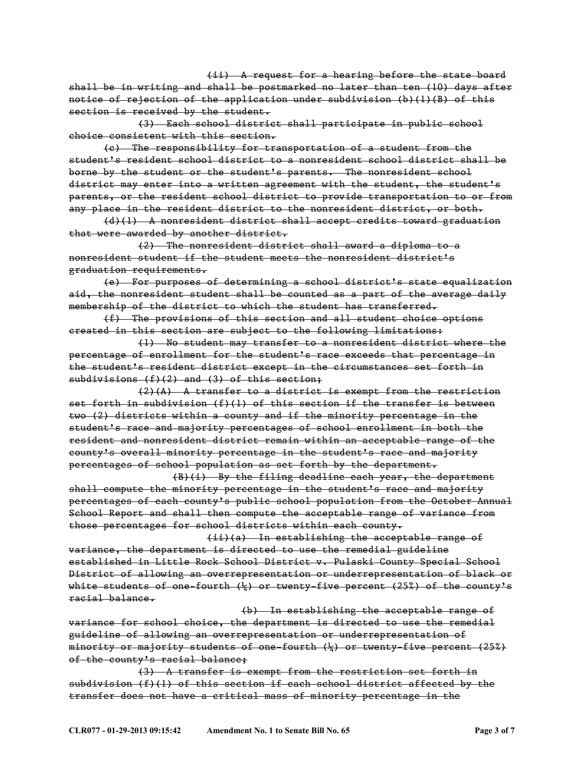~~(ii) A request for a hearing before the state board shall be in writing and shall be postmarked no later than ten (10) days after notice of rejection of the application under subdivision (b)(1)(B) of this section is received by the student.~~

~~(3) Each school district shall participate in public school choice consistent with this section.~~

~~(c) The responsibility for transportation of a student from the student's resident school district to a nonresident school district shall be borne by the student or the student's parents. The nonresident school district may enter into a written agreement with the student, the student's parents, or the resident school district to provide transportation to or from any place in the resident district to the nonresident district, or both.~~

~~(d)(1) A nonresident district shall accept credits toward graduation that were awarded by another district.~~

~~(2) The nonresident district shall award a diploma to a nonresident student if the student meets the nonresident district's graduation requirements.~~

~~(e) For purposes of determining a school district's state equalization aid, the nonresident student shall be counted as a part of the average daily membership of the district to which the student has transferred.~~

~~(f) The provisions of this section and all student choice options created in this section are subject to the following limitations:~~

~~(1) No student may transfer to a nonresident district where the percentage of enrollment for the student's race exceeds that percentage in the student's resident district except in the circumstances set forth in subdivisions (f)(2) and (3) of this section;~~

~~(2)(A) A transfer to a district is exempt from the restriction set forth in subdivision (f)(1) of this section if the transfer is between two (2) districts within a county and if the minority percentage in the student's race and majority percentages of school enrollment in both the resident and nonresident district remain within an acceptable range of the county's overall minority percentage in the student's race and majority percentages of school population as set forth by the department.~~

~~(B)(i) By the filing deadline each year, the department shall compute the minority percentage in the student's race and majority percentages of each county's public school population from the October Annual School Report and shall then compute the acceptable range of variance from those percentages for school districts within each county.~~

~~(ii)(a) In establishing the acceptable range of variance, the department is directed to use the remedial guideline established in Little Rock School District v. Pulaski County Special School District of allowing an overrepresentation or underrepresentation of black or white students of one-fourth (¼) or twenty-five percent (25%) of the county's racial balance.~~

~~(b) In establishing the acceptable range of variance for school choice, the department is directed to use the remedial guideline of allowing an overrepresentation or underrepresentation of minority or majority students of one-fourth (¼) or twenty-five percent (25%) of the county's racial balance;~~

~~(3) A transfer is exempt from the restriction set forth in subdivision (f)(1) of this section if each school district affected by the transfer does not have a critical mass of minority percentage in the~~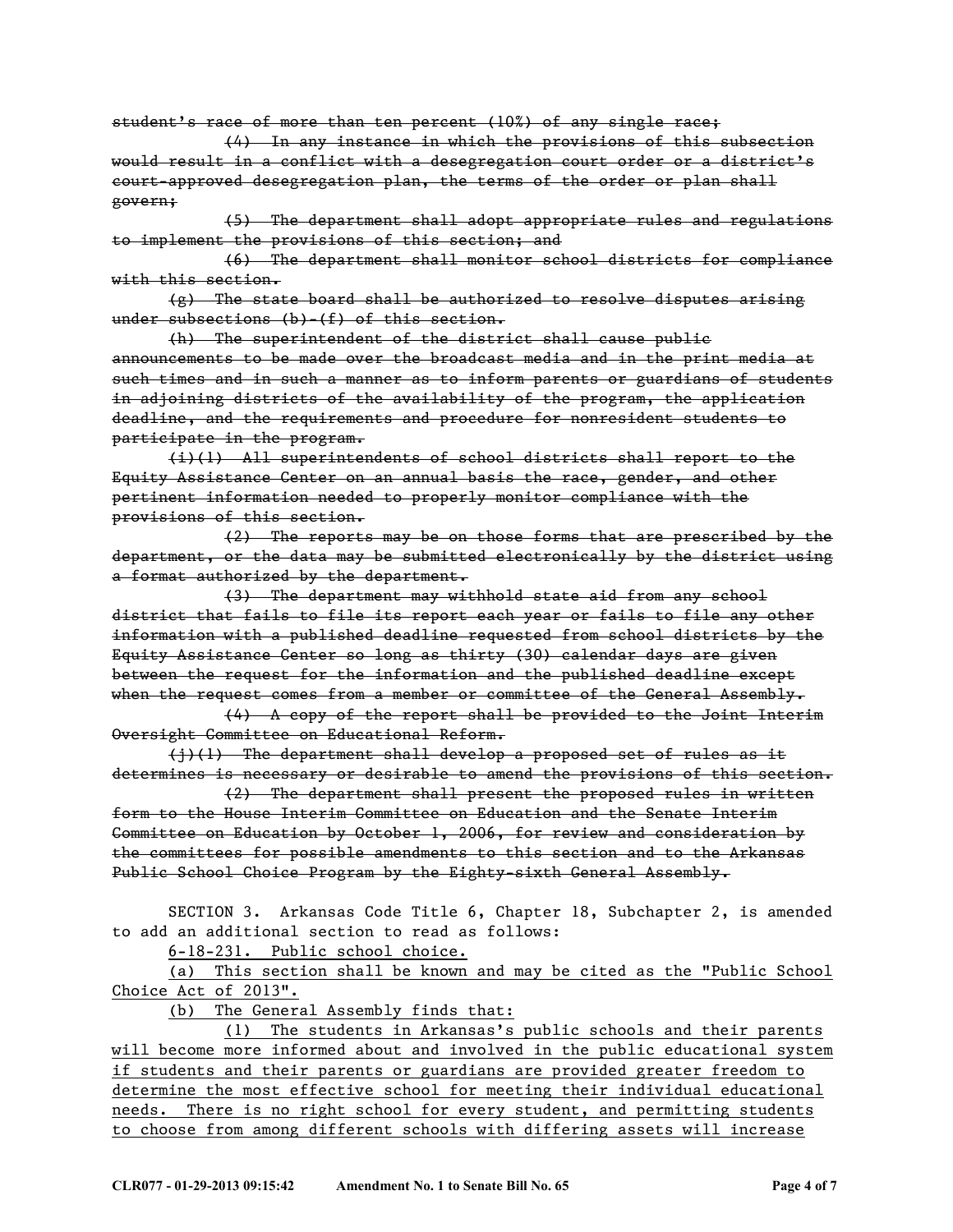~~student's race of more than ten percent (10%) of any single race;~~

~~(4) In any instance in which the provisions of this subsection would result in a conflict with a desegregation court order or a district's court-approved desegregation plan, the terms of the order or plan shall govern;~~

~~(5) The department shall adopt appropriate rules and regulations to implement the provisions of this section; and~~

~~(6) The department shall monitor school districts for compliance with this section.~~

~~(g) The state board shall be authorized to resolve disputes arising under subsections (b)-(f) of this section.~~

~~(h) The superintendent of the district shall cause public announcements to be made over the broadcast media and in the print media at such times and in such a manner as to inform parents or guardians of students in adjoining districts of the availability of the program, the application deadline, and the requirements and procedure for nonresident students to participate in the program.~~

~~(i)(1) All superintendents of school districts shall report to the Equity Assistance Center on an annual basis the race, gender, and other pertinent information needed to properly monitor compliance with the provisions of this section.~~

~~(2) The reports may be on those forms that are prescribed by the department, or the data may be submitted electronically by the district using a format authorized by the department.~~

~~(3) The department may withhold state aid from any school district that fails to file its report each year or fails to file any other information with a published deadline requested from school districts by the Equity Assistance Center so long as thirty (30) calendar days are given between the request for the information and the published deadline except when the request comes from a member or committee of the General Assembly.~~

~~(4) A copy of the report shall be provided to the Joint Interim Oversight Committee on Educational Reform.~~

~~(j)(1) The department shall develop a proposed set of rules as it determines is necessary or desirable to amend the provisions of this section.~~

~~(2) The department shall present the proposed rules in written form to the House Interim Committee on Education and the Senate Interim Committee on Education by October 1, 2006, for review and consideration by the committees for possible amendments to this section and to the Arkansas Public School Choice Program by the Eighty-sixth General Assembly.~~

SECTION 3. Arkansas Code Title 6, Chapter 18, Subchapter 2, is amended to add an additional section to read as follows:

<u>6-18-231. Public school choice.</u>

<u>(a) This section shall be known and may be cited as the "Public School Choice Act of 2013".</u>

<u>(b) The General Assembly finds that:</u>

<u>(1) The students in Arkansas's public schools and their parents will become more informed about and involved in the public educational system if students and their parents or guardians are provided greater freedom to determine the most effective school for meeting their individual educational needs. There is no right school for every student, and permitting students to choose from among different schools with differing assets will increase</u>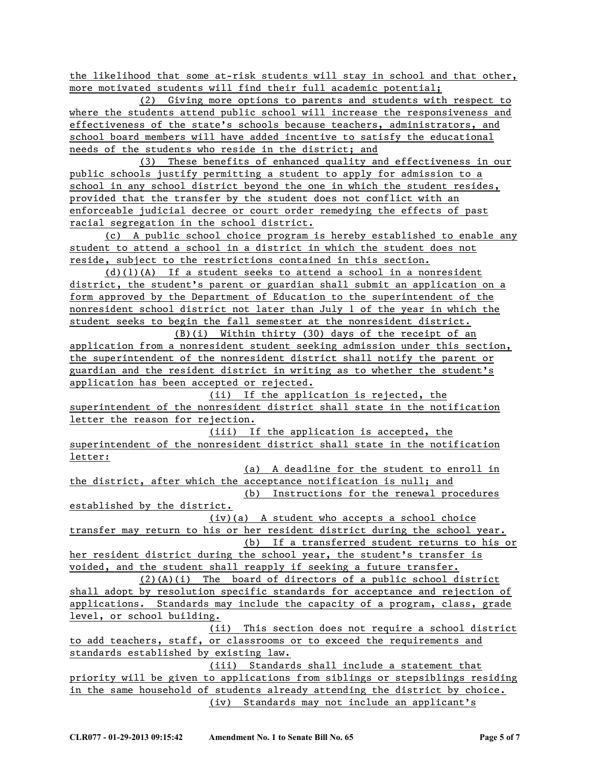the likelihood that some at-risk students will stay in school and that other, more motivated students will find their full academic potential;

(2) Giving more options to parents and students with respect to where the students attend public school will increase the responsiveness and effectiveness of the state's schools because teachers, administrators, and school board members will have added incentive to satisfy the educational needs of the students who reside in the district; and

(3) These benefits of enhanced quality and effectiveness in our public schools justify permitting a student to apply for admission to a school in any school district beyond the one in which the student resides, provided that the transfer by the student does not conflict with an enforceable judicial decree or court order remedying the effects of past racial segregation in the school district.

(c) A public school choice program is hereby established to enable any student to attend a school in a district in which the student does not reside, subject to the restrictions contained in this section.

(d)(1)(A) If a student seeks to attend a school in a nonresident district, the student's parent or guardian shall submit an application on a form approved by the Department of Education to the superintendent of the nonresident school district not later than July 1 of the year in which the student seeks to begin the fall semester at the nonresident district.

(B)(i) Within thirty (30) days of the receipt of an application from a nonresident student seeking admission under this section, the superintendent of the nonresident district shall notify the parent or guardian and the resident district in writing as to whether the student's application has been accepted or rejected.

(ii) If the application is rejected, the superintendent of the nonresident district shall state in the notification letter the reason for rejection.

(iii) If the application is accepted, the superintendent of the nonresident district shall state in the notification letter:

(a) A deadline for the student to enroll in the district, after which the acceptance notification is null; and

(b) Instructions for the renewal procedures established by the district.

(iv)(a) A student who accepts a school choice transfer may return to his or her resident district during the school year.

(b) If a transferred student returns to his or her resident district during the school year, the student's transfer is voided, and the student shall reapply if seeking a future transfer.

(2)(A)(i) The board of directors of a public school district shall adopt by resolution specific standards for acceptance and rejection of applications. Standards may include the capacity of a program, class, grade level, or school building.

(ii) This section does not require a school district to add teachers, staff, or classrooms or to exceed the requirements and standards established by existing law.

(iii) Standards shall include a statement that priority will be given to applications from siblings or stepsiblings residing in the same household of students already attending the district by choice.

(iv) Standards may not include an applicant's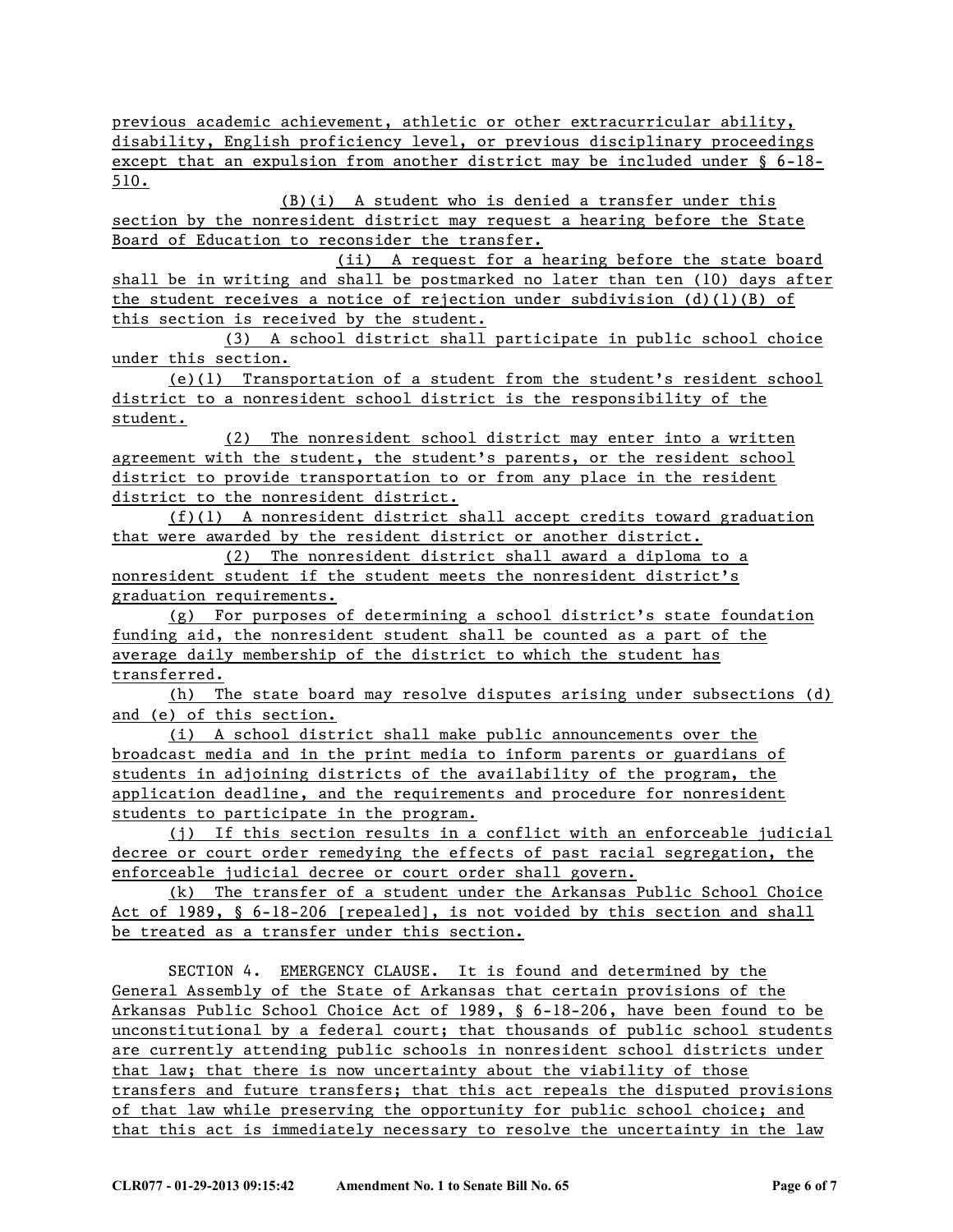previous academic achievement, athletic or other extracurricular ability, disability, English proficiency level, or previous disciplinary proceedings except that an expulsion from another district may be included under § 6-18-510.

(B)(i) A student who is denied a transfer under this section by the nonresident district may request a hearing before the State Board of Education to reconsider the transfer.

(ii) A request for a hearing before the state board shall be in writing and shall be postmarked no later than ten (10) days after the student receives a notice of rejection under subdivision (d)(1)(B) of this section is received by the student.

(3) A school district shall participate in public school choice under this section.

(e)(1) Transportation of a student from the student's resident school district to a nonresident school district is the responsibility of the student.

(2) The nonresident school district may enter into a written agreement with the student, the student's parents, or the resident school district to provide transportation to or from any place in the resident district to the nonresident district.

(f)(1) A nonresident district shall accept credits toward graduation that were awarded by the resident district or another district.

(2) The nonresident district shall award a diploma to a nonresident student if the student meets the nonresident district's graduation requirements.

(g) For purposes of determining a school district's state foundation funding aid, the nonresident student shall be counted as a part of the average daily membership of the district to which the student has transferred.

(h) The state board may resolve disputes arising under subsections (d) and (e) of this section.

(i) A school district shall make public announcements over the broadcast media and in the print media to inform parents or guardians of students in adjoining districts of the availability of the program, the application deadline, and the requirements and procedure for nonresident students to participate in the program.

(j) If this section results in a conflict with an enforceable judicial decree or court order remedying the effects of past racial segregation, the enforceable judicial decree or court order shall govern.

(k) The transfer of a student under the Arkansas Public School Choice Act of 1989, § 6-18-206 [repealed], is not voided by this section and shall be treated as a transfer under this section.

SECTION 4. EMERGENCY CLAUSE. It is found and determined by the General Assembly of the State of Arkansas that certain provisions of the Arkansas Public School Choice Act of 1989, § 6-18-206, have been found to be unconstitutional by a federal court; that thousands of public school students are currently attending public schools in nonresident school districts under that law; that there is now uncertainty about the viability of those transfers and future transfers; that this act repeals the disputed provisions of that law while preserving the opportunity for public school choice; and that this act is immediately necessary to resolve the uncertainty in the law

**CLR077 - 01-29-2013 09:15:42 Amendment No. 1 to Senate Bill No. 65**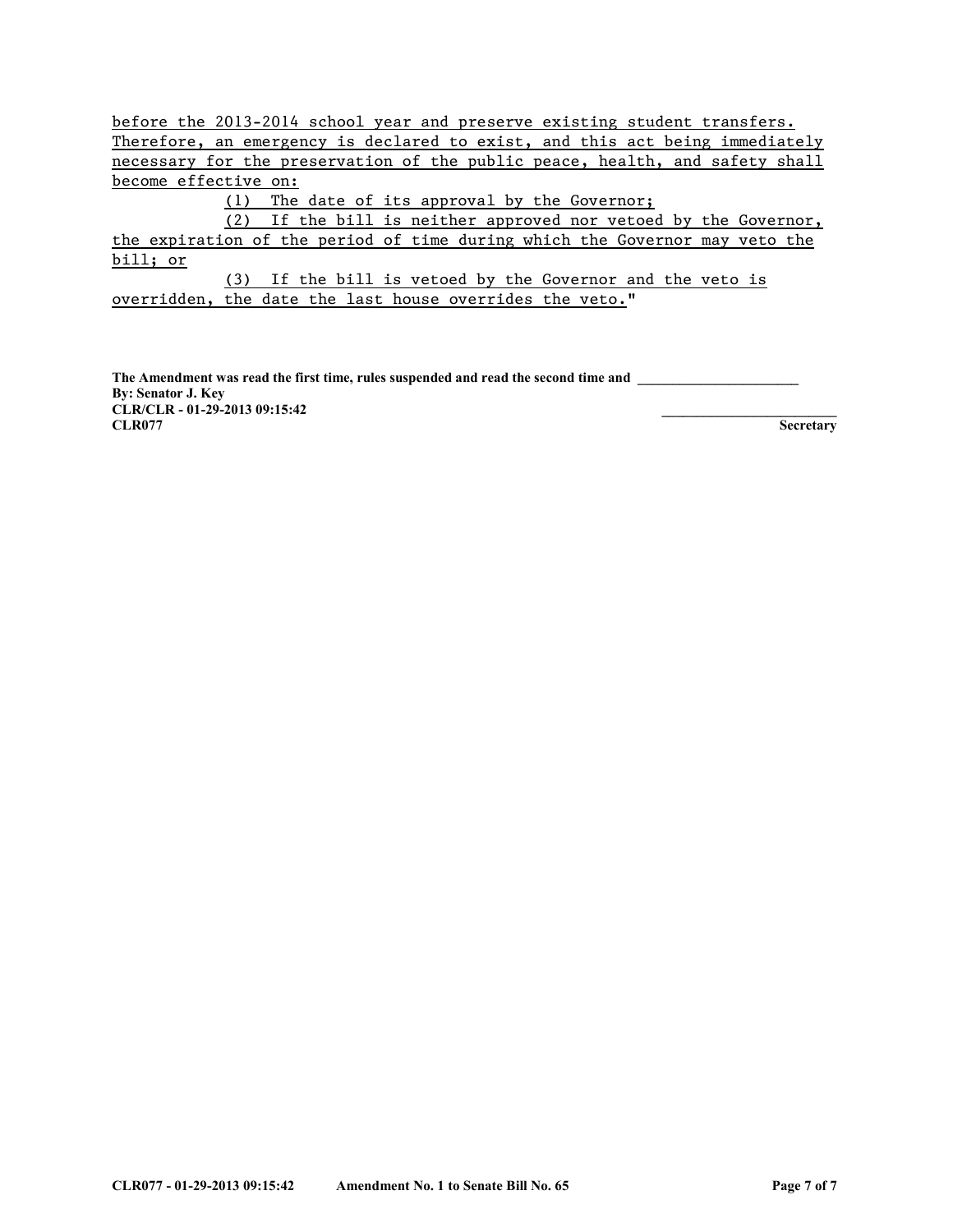before the 2013-2014 school year and preserve existing student transfers. Therefore, an emergency is declared to exist, and this act being immediately necessary for the preservation of the public peace, health, and safety shall become effective on:

(1) The date of its approval by the Governor;

(2) If the bill is neither approved nor vetoed by the Governor, the expiration of the period of time during which the Governor may veto the bill; or

(3) If the bill is vetoed by the Governor and the veto is overridden, the date the last house overrides the veto."

**The Amendment was read the first time, rules suspended and read the second time and \_\_\_\_\_\_\_\_\_\_\_\_\_\_\_\_\_\_\_\_\_\_**
**By: Senator J. Key**
**CLR/CLR - 01-29-2013 09:15:42**
**CLR077**

**\_\_\_\_\_\_\_\_\_\_\_\_\_\_\_\_\_\_\_\_\_\_\_\_**
**Secretary**